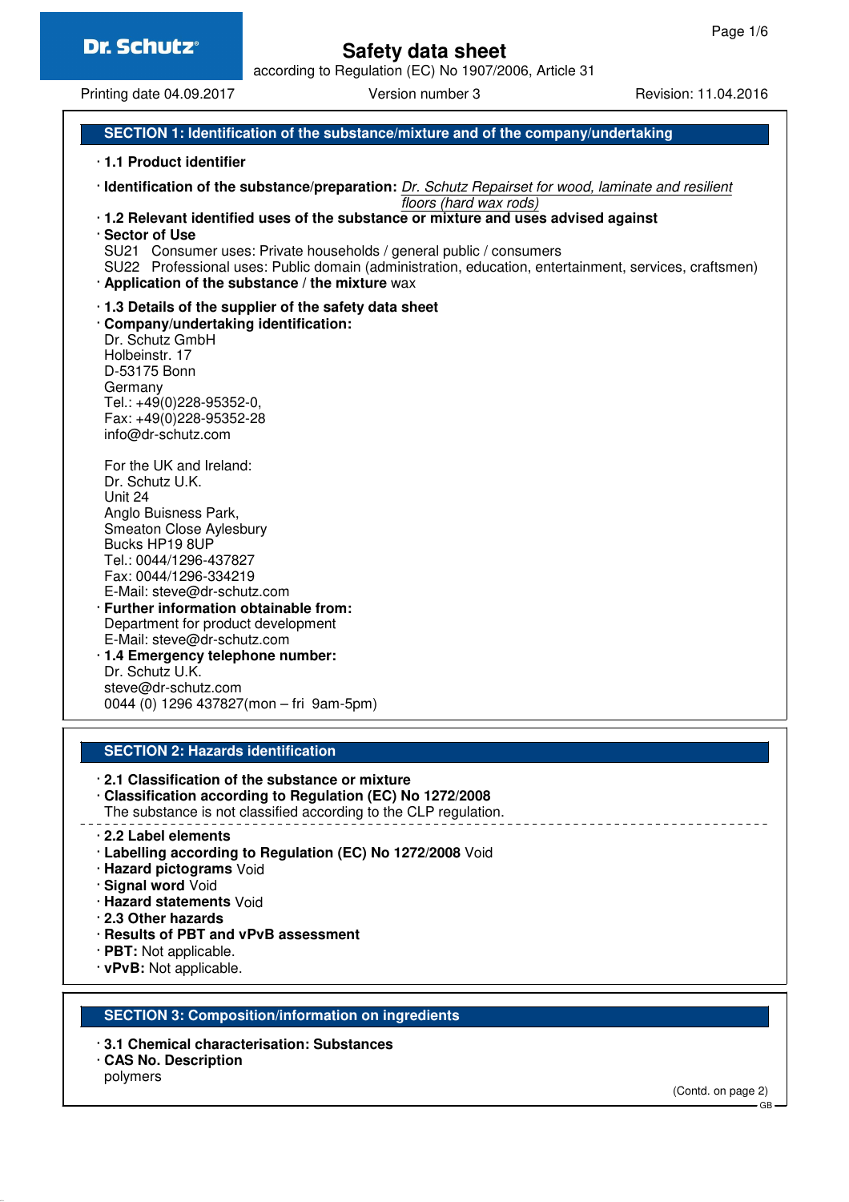# Safety data sheet

according to Regulation (EC) No 1907/2006, Article 31

Printing date 04.09.2017 | Version number 3 | Revision: 11.04.2016

## SECTION 1: Identification of the substance/mixture and of the company/undertaking

- **1.1 Product identifier**
- **Identification of the substance/preparation:** *Dr. Schutz Repairset for wood, laminate and resilient floors (hard wax rods)*
- **1.2 Relevant identified uses of the substance or mixture and uses advised against**
- **Sector of Use**
  SU21 Consumer uses: Private households / general public / consumers
  SU22 Professional uses: Public domain (administration, education, entertainment, services, craftsmen)
- **Application of the substance / the mixture** wax

- **1.3 Details of the supplier of the safety data sheet**
- **Company/undertaking identification:**
  Dr. Schutz GmbH
  Holbeinstr. 17
  D-53175 Bonn
  Germany
  Tel.: +49(0)228-95352-0,
  Fax: +49(0)228-95352-28
  info@dr-schutz.com

  For the UK and Ireland:
  Dr. Schutz U.K.
  Unit 24
  Anglo Buisness Park,
  Smeaton Close Aylesbury
  Bucks HP19 8UP
  Tel.: 0044/1296-437827
  Fax: 0044/1296-334219
  E-Mail: steve@dr-schutz.com
- **Further information obtainable from:**
  Department for product development
  E-Mail: steve@dr-schutz.com
- **1.4 Emergency telephone number:**
  Dr. Schutz U.K.
  steve@dr-schutz.com
  0044 (0) 1296 437827(mon – fri 9am-5pm)

## SECTION 2: Hazards identification

- **2.1 Classification of the substance or mixture**
- **Classification according to Regulation (EC) No 1272/2008**
  The substance is not classified according to the CLP regulation.

- **2.2 Label elements**
- **Labelling according to Regulation (EC) No 1272/2008** Void
- **Hazard pictograms** Void
- **Signal word** Void
- **Hazard statements** Void
- **2.3 Other hazards**
- **Results of PBT and vPvB assessment**
- **PBT:** Not applicable.
- **vPvB:** Not applicable.

## SECTION 3: Composition/information on ingredients

- **3.1 Chemical characterisation: Substances**
- **CAS No. Description**
  polymers

(Contd. on page 2)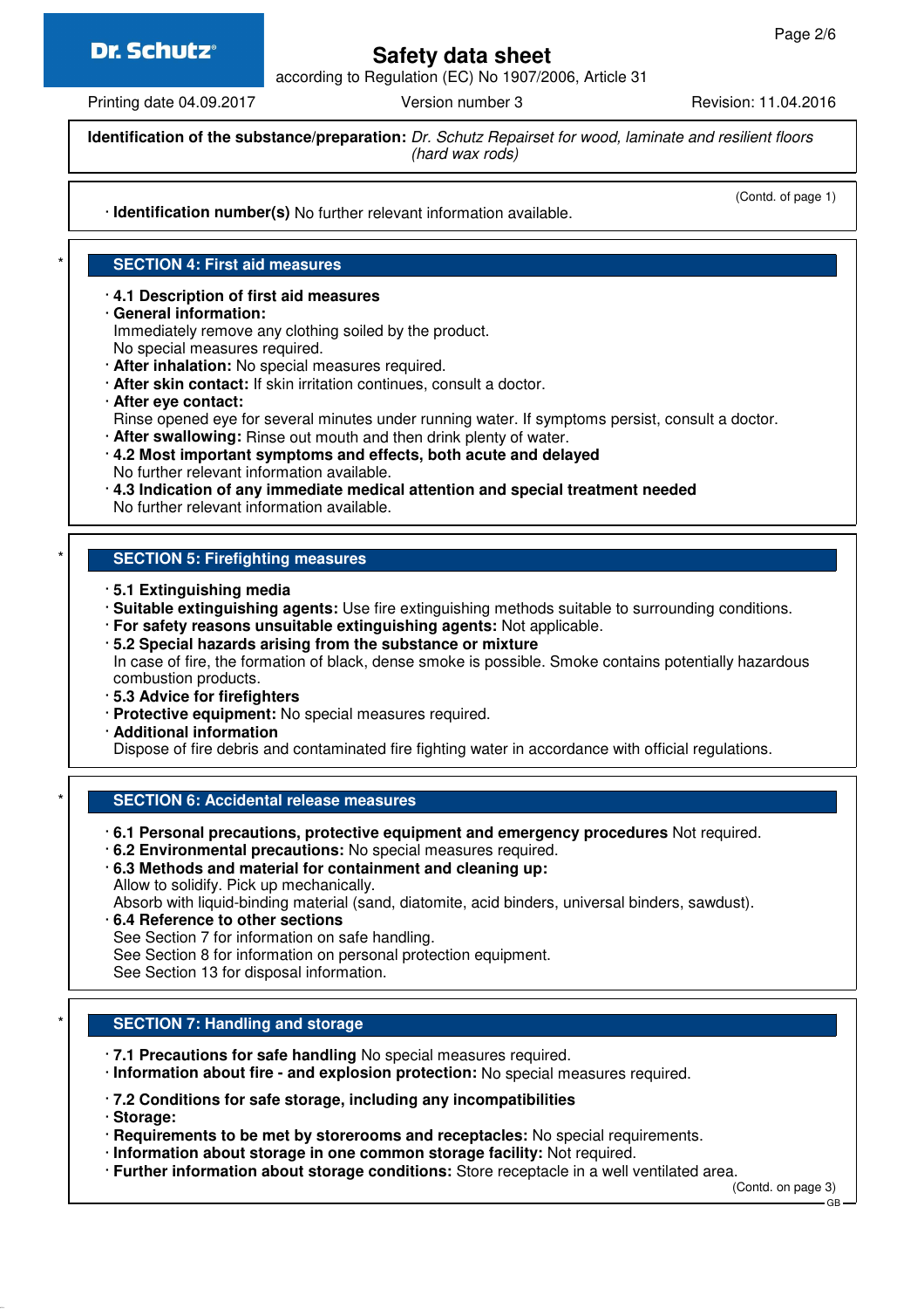**Identification of the substance/preparation:** *Dr. Schutz Repairset for wood, laminate and resilient floors (hard wax rods)*

(Contd. of page 1)

· **Identification number(s)** No further relevant information available.

## SECTION 4: First aid measures

· **4.1 Description of first aid measures**
· **General information:**
Immediately remove any clothing soiled by the product.
No special measures required.
· **After inhalation:** No special measures required.
· **After skin contact:** If skin irritation continues, consult a doctor.
· **After eye contact:**
Rinse opened eye for several minutes under running water. If symptoms persist, consult a doctor.
· **After swallowing:** Rinse out mouth and then drink plenty of water.
· **4.2 Most important symptoms and effects, both acute and delayed**
No further relevant information available.
· **4.3 Indication of any immediate medical attention and special treatment needed**
No further relevant information available.

## SECTION 5: Firefighting measures

· **5.1 Extinguishing media**
· **Suitable extinguishing agents:** Use fire extinguishing methods suitable to surrounding conditions.
· **For safety reasons unsuitable extinguishing agents:** Not applicable.
· **5.2 Special hazards arising from the substance or mixture**
In case of fire, the formation of black, dense smoke is possible. Smoke contains potentially hazardous combustion products.
· **5.3 Advice for firefighters**
· **Protective equipment:** No special measures required.
· **Additional information**
Dispose of fire debris and contaminated fire fighting water in accordance with official regulations.

## SECTION 6: Accidental release measures

· **6.1 Personal precautions, protective equipment and emergency procedures** Not required.
· **6.2 Environmental precautions:** No special measures required.
· **6.3 Methods and material for containment and cleaning up:**
Allow to solidify. Pick up mechanically.
Absorb with liquid-binding material (sand, diatomite, acid binders, universal binders, sawdust).
· **6.4 Reference to other sections**
See Section 7 for information on safe handling.
See Section 8 for information on personal protection equipment.
See Section 13 for disposal information.

## SECTION 7: Handling and storage

· **7.1 Precautions for safe handling** No special measures required.
· **Information about fire - and explosion protection:** No special measures required.

· **7.2 Conditions for safe storage, including any incompatibilities**
· **Storage:**
· **Requirements to be met by storerooms and receptacles:** No special requirements.
· **Information about storage in one common storage facility:** Not required.
· **Further information about storage conditions:** Store receptacle in a well ventilated area.

(Contd. on page 3)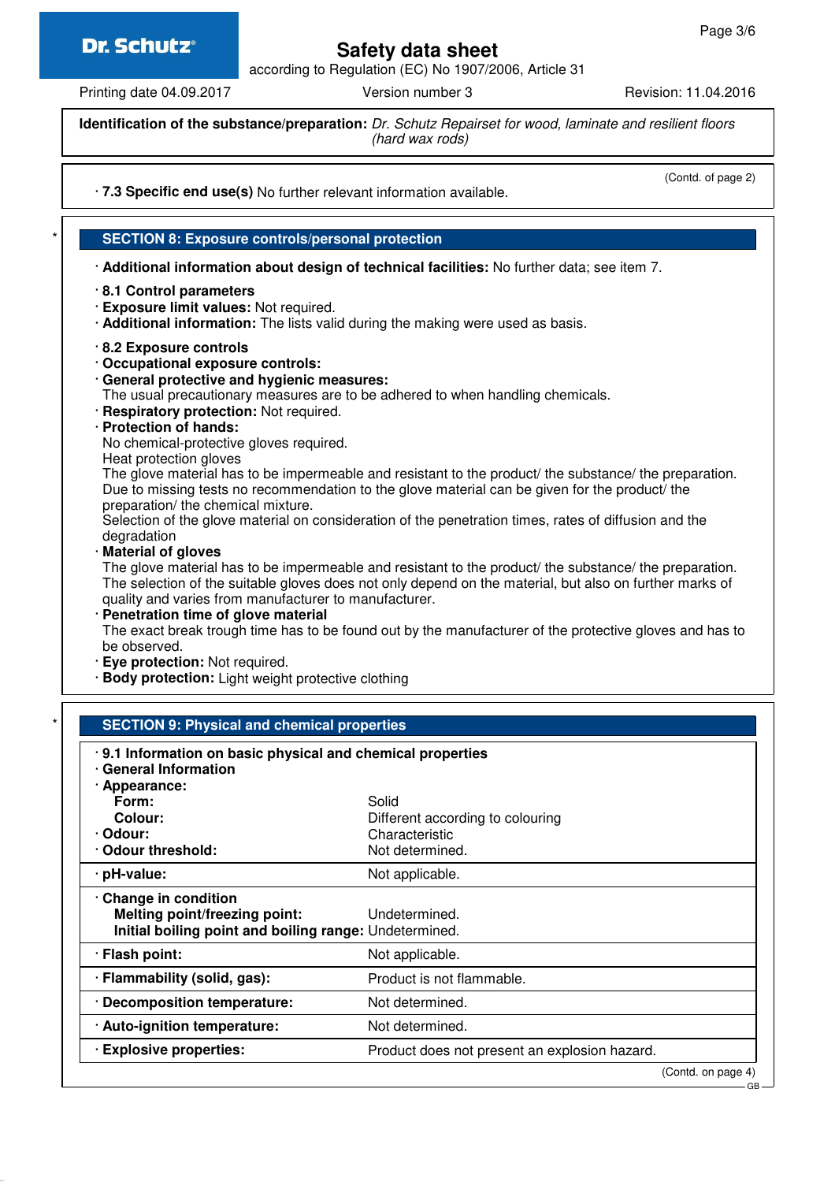**Identification of the substance/preparation:** *Dr. Schutz Repairset for wood, laminate and resilient floors (hard wax rods)*

(Contd. of page 2)

· **7.3 Specific end use(s)** No further relevant information available.

## SECTION 8: Exposure controls/personal protection

· **Additional information about design of technical facilities:** No further data; see item 7.

· **8.1 Control parameters**
· **Exposure limit values:** Not required.
· **Additional information:** The lists valid during the making were used as basis.

· **8.2 Exposure controls**
· **Occupational exposure controls:**
· **General protective and hygienic measures:**
The usual precautionary measures are to be adhered to when handling chemicals.
· **Respiratory protection:** Not required.
· **Protection of hands:**
No chemical-protective gloves required.
Heat protection gloves
The glove material has to be impermeable and resistant to the product/ the substance/ the preparation.
Due to missing tests no recommendation to the glove material can be given for the product/ the preparation/ the chemical mixture.
Selection of the glove material on consideration of the penetration times, rates of diffusion and the degradation
· **Material of gloves**
The glove material has to be impermeable and resistant to the product/ the substance/ the preparation.
The selection of the suitable gloves does not only depend on the material, but also on further marks of quality and varies from manufacturer to manufacturer.
· **Penetration time of glove material**
The exact break trough time has to be found out by the manufacturer of the protective gloves and has to be observed.
· **Eye protection:** Not required.
· **Body protection:** Light weight protective clothing

## SECTION 9: Physical and chemical properties

| · **9.1 Information on basic physical and chemical properties** | |
|---|---|
| · **General Information** | |
| · **Appearance:** | |
| **Form:** | Solid |
| **Colour:** | Different according to colouring |
| · **Odour:** | Characteristic |
| · **Odour threshold:** | Not determined. |
| · **pH-value:** | Not applicable. |
| · **Change in condition** | |
| **Melting point/freezing point:** | Undetermined. |
| **Initial boiling point and boiling range:** | Undetermined. |
| · **Flash point:** | Not applicable. |
| · **Flammability (solid, gas):** | Product is not flammable. |
| · **Decomposition temperature:** | Not determined. |
| · **Auto-ignition temperature:** | Not determined. |
| · **Explosive properties:** | Product does not present an explosion hazard. |

(Contd. on page 4)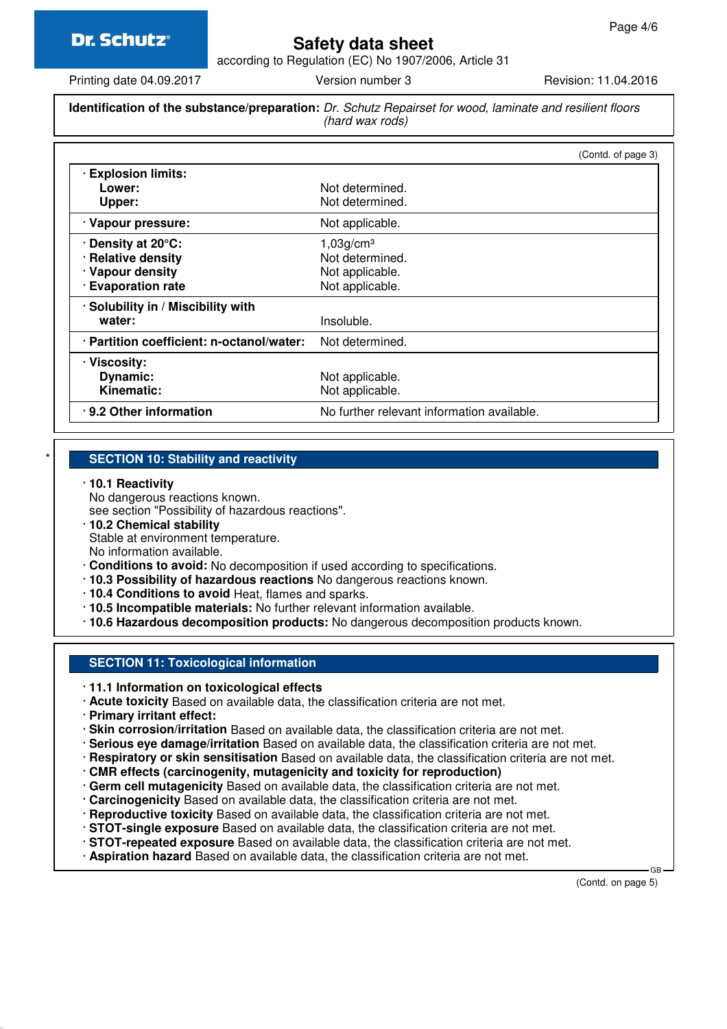**Identification of the substance/preparation:** *Dr. Schutz Repairset for wood, laminate and resilient floors (hard wax rods)*

(Contd. of page 3)

| | |
|---|---|
| · **Explosion limits:** | |
| **Lower:** | Not determined. |
| **Upper:** | Not determined. |
| · **Vapour pressure:** | Not applicable. |
| · **Density at 20°C:** | 1,03g/cm³ |
| · **Relative density** | Not determined. |
| · **Vapour density** | Not applicable. |
| · **Evaporation rate** | Not applicable. |
| · **Solubility in / Miscibility with water:** | Insoluble. |
| · **Partition coefficient: n-octanol/water:** | Not determined. |
| · **Viscosity:** | |
| **Dynamic:** | Not applicable. |
| **Kinematic:** | Not applicable. |
| · **9.2 Other information** | No further relevant information available. |

## SECTION 10: Stability and reactivity

· **10.1 Reactivity**
No dangerous reactions known.
see section "Possibility of hazardous reactions".

· **10.2 Chemical stability**
Stable at environment temperature.
No information available.

· **Conditions to avoid:** No decomposition if used according to specifications.

· **10.3 Possibility of hazardous reactions** No dangerous reactions known.

· **10.4 Conditions to avoid** Heat, flames and sparks.

· **10.5 Incompatible materials:** No further relevant information available.

· **10.6 Hazardous decomposition products:** No dangerous decomposition products known.

## SECTION 11: Toxicological information

· **11.1 Information on toxicological effects**

· **Acute toxicity** Based on available data, the classification criteria are not met.

· **Primary irritant effect:**

· **Skin corrosion/irritation** Based on available data, the classification criteria are not met.

· **Serious eye damage/irritation** Based on available data, the classification criteria are not met.

· **Respiratory or skin sensitisation** Based on available data, the classification criteria are not met.

· **CMR effects (carcinogenity, mutagenicity and toxicity for reproduction)**

· **Germ cell mutagenicity** Based on available data, the classification criteria are not met.

· **Carcinogenicity** Based on available data, the classification criteria are not met.

· **Reproductive toxicity** Based on available data, the classification criteria are not met.

· **STOT-single exposure** Based on available data, the classification criteria are not met.

· **STOT-repeated exposure** Based on available data, the classification criteria are not met.

· **Aspiration hazard** Based on available data, the classification criteria are not met.

(Contd. on page 5)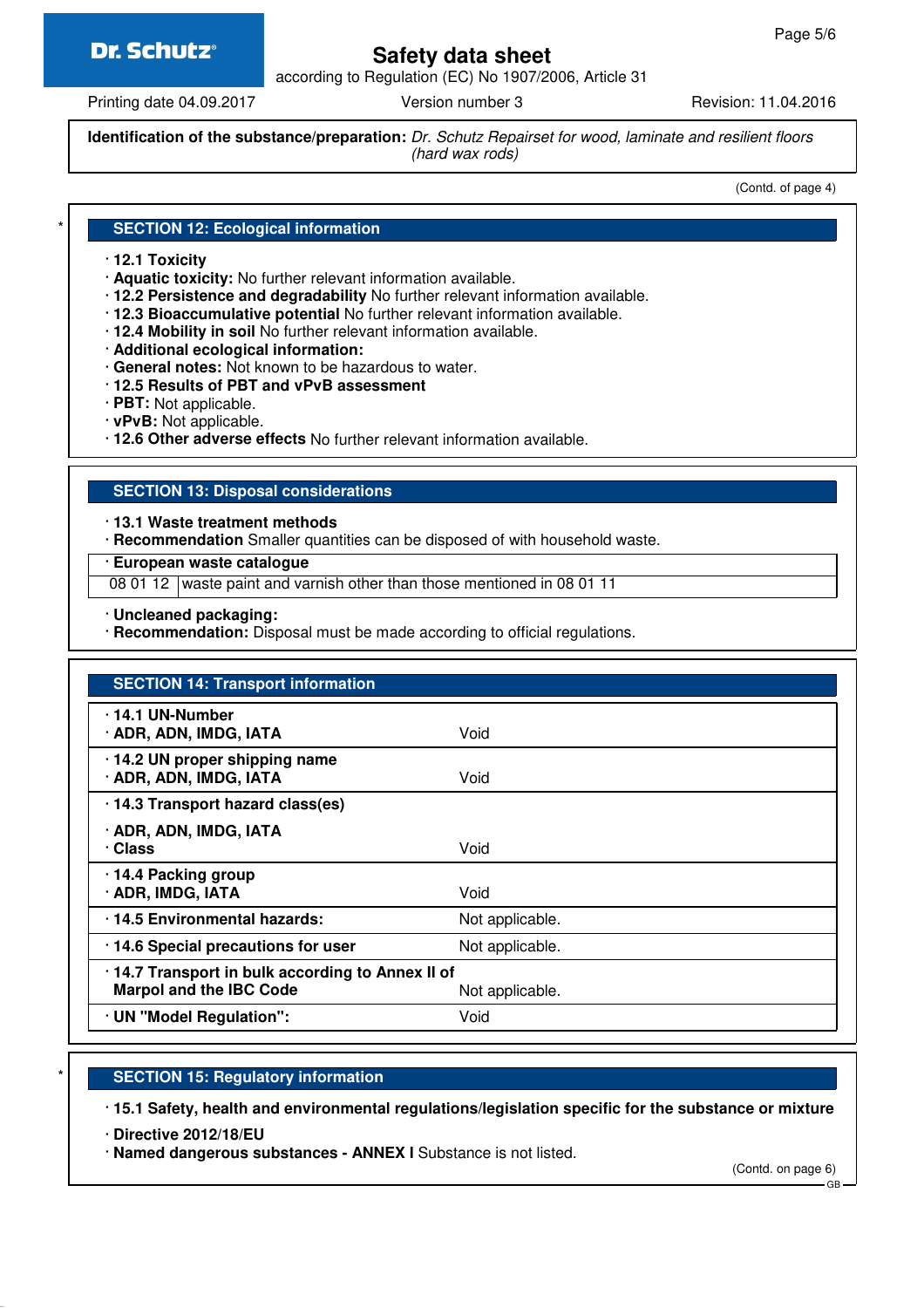**Identification of the substance/preparation:** *Dr. Schutz Repairset for wood, laminate and resilient floors (hard wax rods)*

(Contd. of page 4)

## SECTION 12: Ecological information

- **12.1 Toxicity**
- **Aquatic toxicity:** No further relevant information available.
- **12.2 Persistence and degradability** No further relevant information available.
- **12.3 Bioaccumulative potential** No further relevant information available.
- **12.4 Mobility in soil** No further relevant information available.
- **Additional ecological information:**
- **General notes:** Not known to be hazardous to water.
- **12.5 Results of PBT and vPvB assessment**
- **PBT:** Not applicable.
- **vPvB:** Not applicable.
- **12.6 Other adverse effects** No further relevant information available.

## SECTION 13: Disposal considerations

- **13.1 Waste treatment methods**
- **Recommendation** Smaller quantities can be disposed of with household waste.

| **European waste catalogue** | |
|---|---|
| 08 01 12 | waste paint and varnish other than those mentioned in 08 01 11 |

- **Uncleaned packaging:**
- **Recommendation:** Disposal must be made according to official regulations.

## SECTION 14: Transport information

| | |
|---|---|
| **14.1 UN-Number**<br>**ADR, ADN, IMDG, IATA** | Void |
| **14.2 UN proper shipping name**<br>**ADR, ADN, IMDG, IATA** | Void |
| **14.3 Transport hazard class(es)**<br>**ADR, ADN, IMDG, IATA**<br>**Class** | Void |
| **14.4 Packing group**<br>**ADR, IMDG, IATA** | Void |
| **14.5 Environmental hazards:** | Not applicable. |
| **14.6 Special precautions for user** | Not applicable. |
| **14.7 Transport in bulk according to Annex II of Marpol and the IBC Code** | Not applicable. |
| **UN "Model Regulation":** | Void |

## SECTION 15: Regulatory information

- **15.1 Safety, health and environmental regulations/legislation specific for the substance or mixture**
- **Directive 2012/18/EU**
- **Named dangerous substances - ANNEX I** Substance is not listed.

(Contd. on page 6)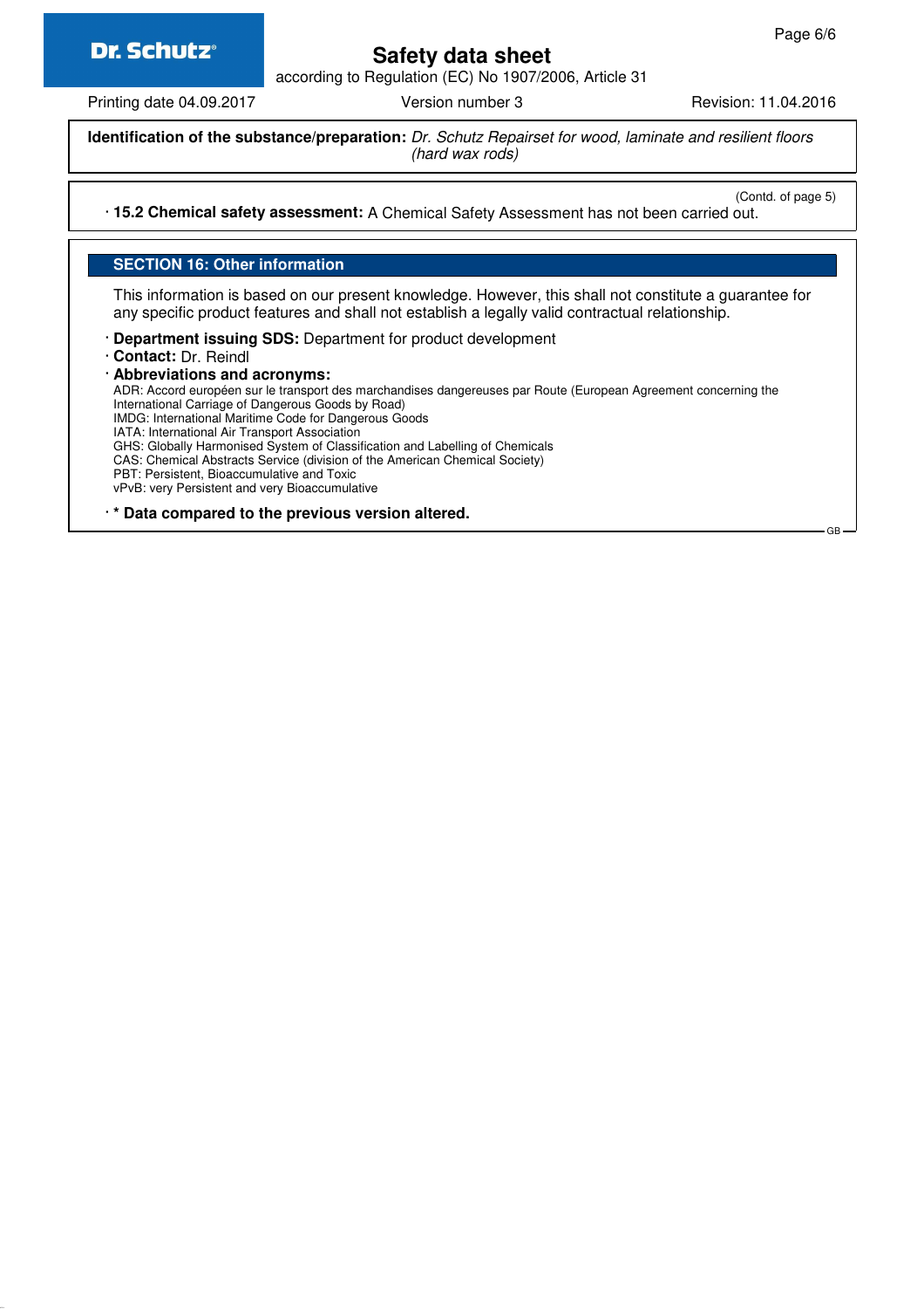**Identification of the substance/preparation:** *Dr. Schutz Repairset for wood, laminate and resilient floors (hard wax rods)*

(Contd. of page 5)

· **15.2 Chemical safety assessment:** A Chemical Safety Assessment has not been carried out.

## SECTION 16: Other information

This information is based on our present knowledge. However, this shall not constitute a guarantee for any specific product features and shall not establish a legally valid contractual relationship.

· **Department issuing SDS:** Department for product development
· **Contact:** Dr. Reindl
· **Abbreviations and acronyms:**
ADR: Accord européen sur le transport des marchandises dangereuses par Route (European Agreement concerning the International Carriage of Dangerous Goods by Road)
IMDG: International Maritime Code for Dangerous Goods
IATA: International Air Transport Association
GHS: Globally Harmonised System of Classification and Labelling of Chemicals
CAS: Chemical Abstracts Service (division of the American Chemical Society)
PBT: Persistent, Bioaccumulative and Toxic
vPvB: very Persistent and very Bioaccumulative

· **\* Data compared to the previous version altered.**